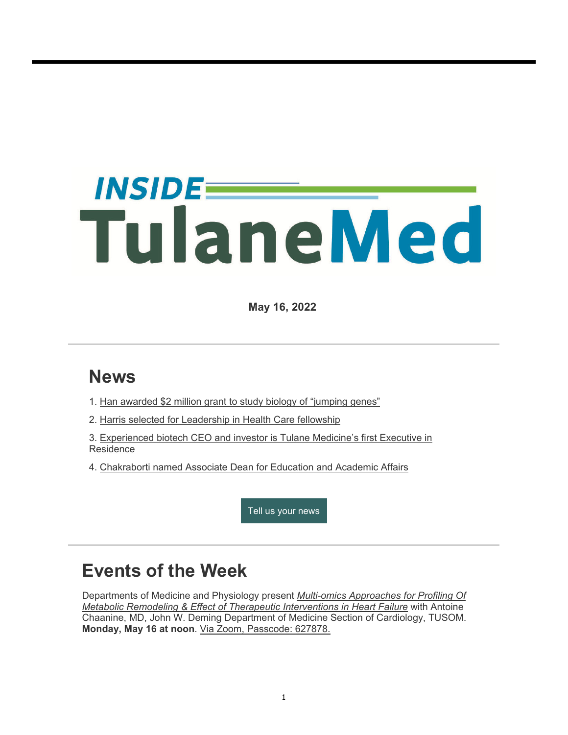# INSIDE TulaneMed

**May 16, 2022**

## News

1. Han awarded $2 million grant to study biology of "jumping genes"
2. Harris selected for Leadership in Health Care fellowship
3. Experienced biotech CEO and investor is Tulane Medicine's first Executive in Residence
4. Chakraborti named Associate Dean for Education and Academic Affairs

Tell us your news

## Events of the Week

Departments of Medicine and Physiology present *Multi-omics Approaches for Profiling Of Metabolic Remodeling & Effect of Therapeutic Interventions in Heart Failure* with Antoine Chaanine, MD, John W. Deming Department of Medicine Section of Cardiology, TUSOM. **Monday, May 16 at noon**. Via Zoom, Passcode: 627878.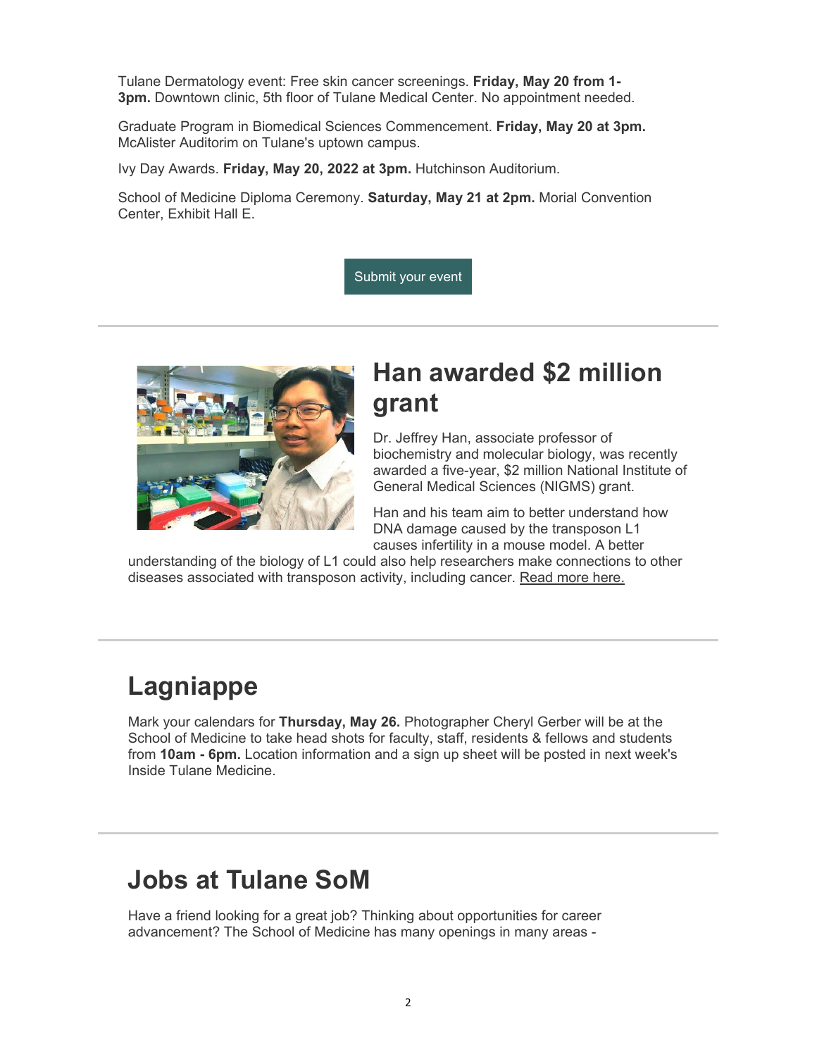Tulane Dermatology event: Free skin cancer screenings. **Friday, May 20 from 1-3pm.** Downtown clinic, 5th floor of Tulane Medical Center. No appointment needed.

Graduate Program in Biomedical Sciences Commencement. **Friday, May 20 at 3pm.** McAlister Auditorim on Tulane's uptown campus.

Ivy Day Awards. **Friday, May 20, 2022 at 3pm.** Hutchinson Auditorium.

School of Medicine Diploma Ceremony. **Saturday, May 21 at 2pm.** Morial Convention Center, Exhibit Hall E.

Submit your event

## Han awarded $2 million grant

Dr. Jeffrey Han, associate professor of biochemistry and molecular biology, was recently awarded a five-year, $2 million National Institute of General Medical Sciences (NIGMS) grant.

Han and his team aim to better understand how DNA damage caused by the transposon L1 causes infertility in a mouse model. A better understanding of the biology of L1 could also help researchers make connections to other diseases associated with transposon activity, including cancer. Read more here.

## Lagniappe

Mark your calendars for **Thursday, May 26.** Photographer Cheryl Gerber will be at the School of Medicine to take head shots for faculty, staff, residents & fellows and students from **10am - 6pm.** Location information and a sign up sheet will be posted in next week's Inside Tulane Medicine.

## Jobs at Tulane SoM

Have a friend looking for a great job? Thinking about opportunities for career advancement? The School of Medicine has many openings in many areas -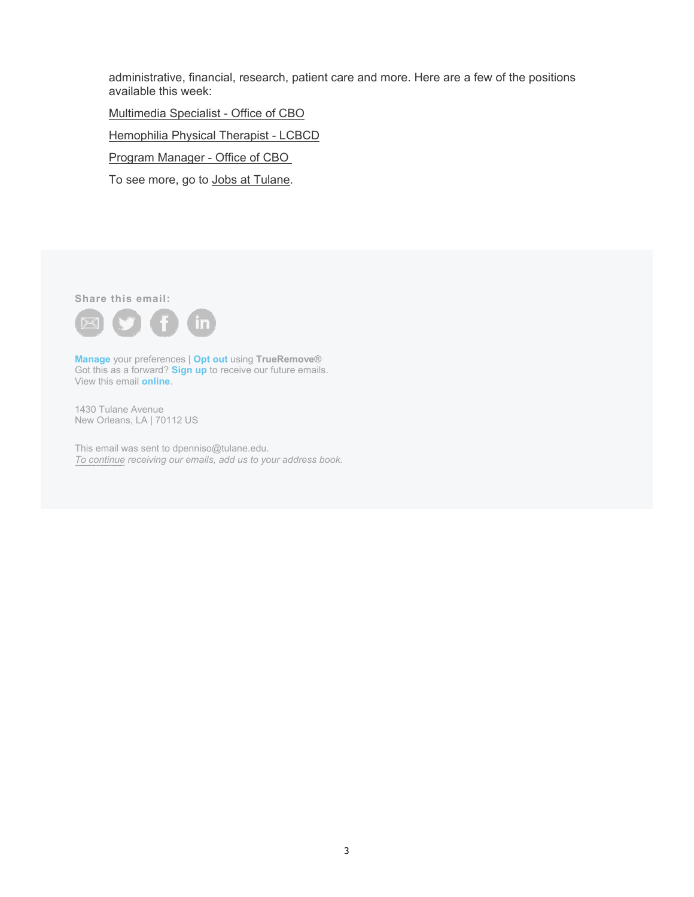administrative, financial, research, patient care and more. Here are a few of the positions available this week:

Multimedia Specialist - Office of CBO

Hemophilia Physical Therapist - LCBCD

Program Manager - Office of CBO

To see more, go to Jobs at Tulane.

**Share this email:**

**Manage** your preferences | **Opt out** using **TrueRemove®**
Got this as a forward? **Sign up** to receive our future emails.
View this email **online**.

1430 Tulane Avenue
New Orleans, LA | 70112 US

This email was sent to dpenniso@tulane.edu.
*To continue receiving our emails, add us to your address book.*